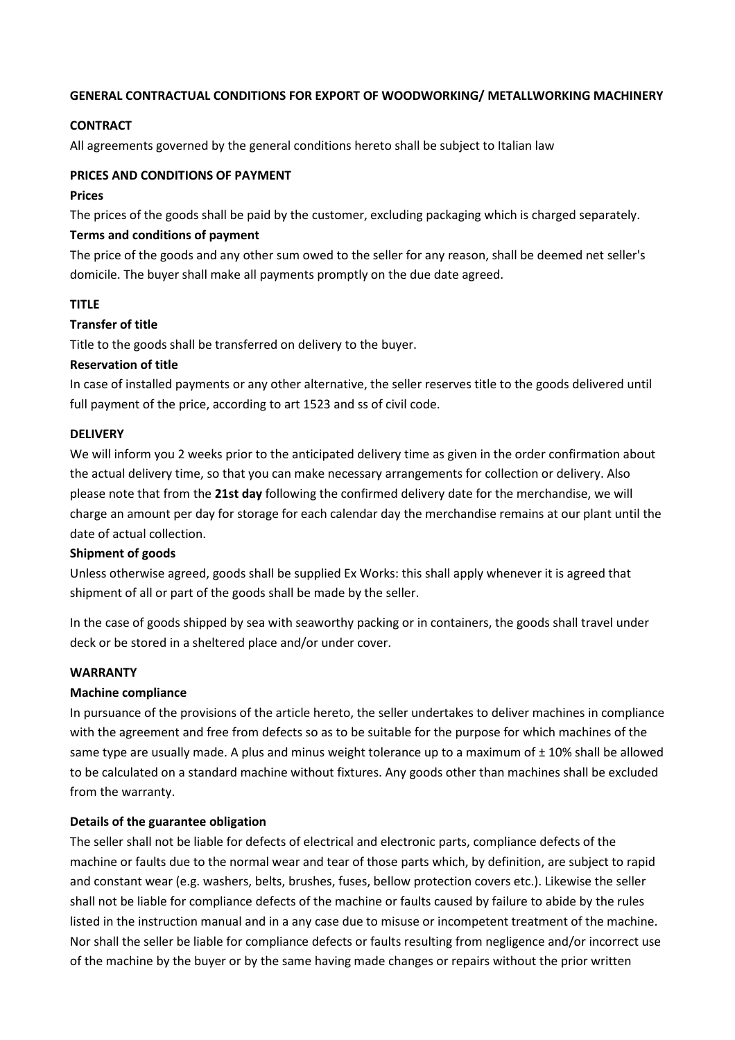# GENERAL CONTRACTUAL CONDITIONS FOR EXPORT OF WOODWORKING/ METALLWORKING MACHINERY

## CONTRACT

All agreements governed by the general conditions hereto shall be subject to Italian law

## PRICES AND CONDITIONS OF PAYMENT

### Prices

The prices of the goods shall be paid by the customer, excluding packaging which is charged separately.

### Terms and conditions of payment

The price of the goods and any other sum owed to the seller for any reason, shall be deemed net seller's domicile. The buyer shall make all payments promptly on the due date agreed.

## TITLE

### Transfer of title

Title to the goods shall be transferred on delivery to the buyer.

### Reservation of title

In case of installed payments or any other alternative, the seller reserves title to the goods delivered until full payment of the price, according to art 1523 and ss of civil code.

## DELIVERY

We will inform you 2 weeks prior to the anticipated delivery time as given in the order confirmation about the actual delivery time, so that you can make necessary arrangements for collection or delivery. Also please note that from the **21st day** following the confirmed delivery date for the merchandise, we will charge an amount per day for storage for each calendar day the merchandise remains at our plant until the date of actual collection.

### Shipment of goods

Unless otherwise agreed, goods shall be supplied Ex Works: this shall apply whenever it is agreed that shipment of all or part of the goods shall be made by the seller.

In the case of goods shipped by sea with seaworthy packing or in containers, the goods shall travel under deck or be stored in a sheltered place and/or under cover.

## WARRANTY

### Machine compliance

In pursuance of the provisions of the article hereto, the seller undertakes to deliver machines in compliance with the agreement and free from defects so as to be suitable for the purpose for which machines of the same type are usually made. A plus and minus weight tolerance up to a maximum of ± 10% shall be allowed to be calculated on a standard machine without fixtures. Any goods other than machines shall be excluded from the warranty.

### Details of the guarantee obligation

The seller shall not be liable for defects of electrical and electronic parts, compliance defects of the machine or faults due to the normal wear and tear of those parts which, by definition, are subject to rapid and constant wear (e.g. washers, belts, brushes, fuses, bellow protection covers etc.). Likewise the seller shall not be liable for compliance defects of the machine or faults caused by failure to abide by the rules listed in the instruction manual and in a any case due to misuse or incompetent treatment of the machine. Nor shall the seller be liable for compliance defects or faults resulting from negligence and/or incorrect use of the machine by the buyer or by the same having made changes or repairs without the prior written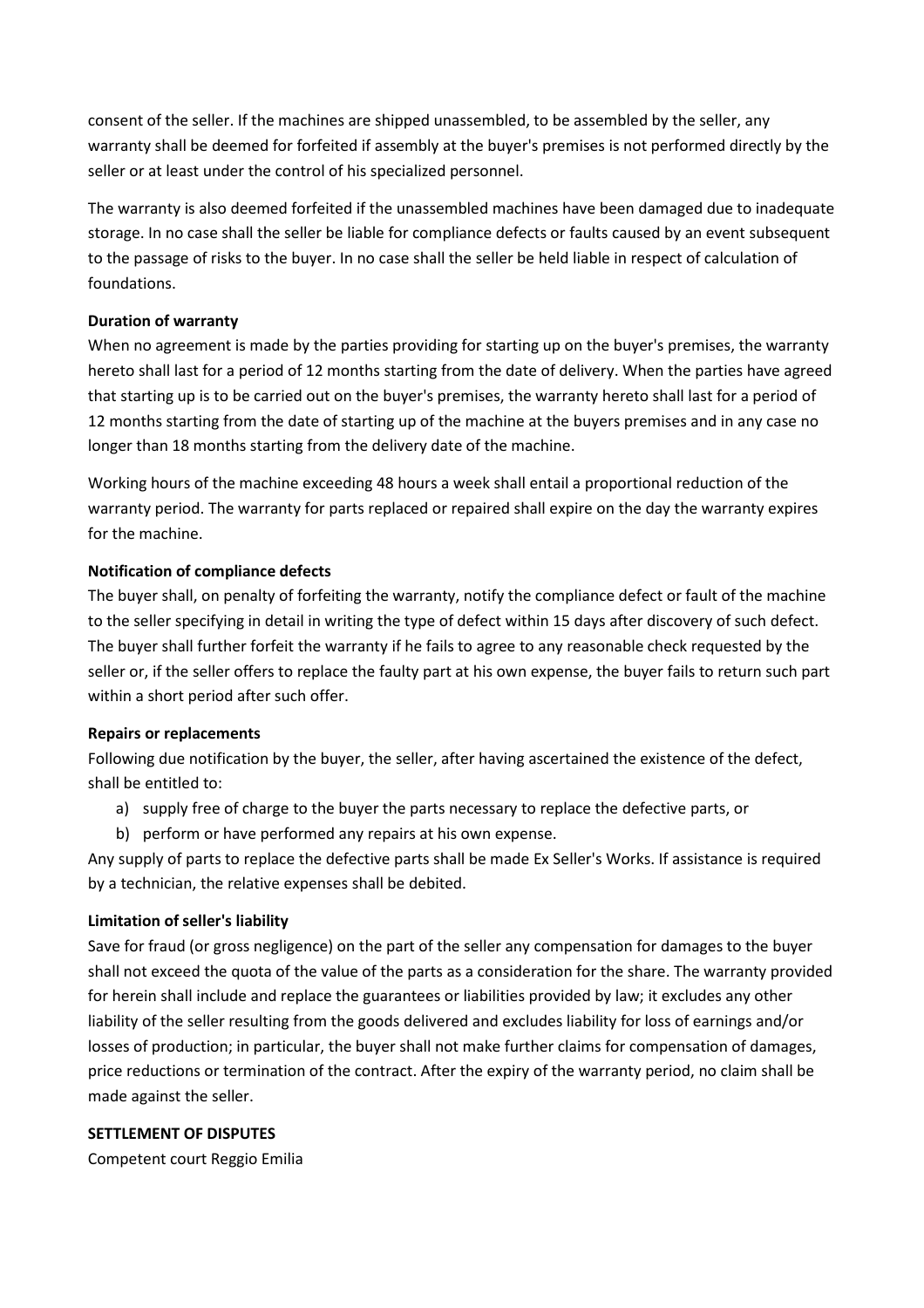consent of the seller. If the machines are shipped unassembled, to be assembled by the seller, any warranty shall be deemed for forfeited if assembly at the buyer's premises is not performed directly by the seller or at least under the control of his specialized personnel.

The warranty is also deemed forfeited if the unassembled machines have been damaged due to inadequate storage. In no case shall the seller be liable for compliance defects or faults caused by an event subsequent to the passage of risks to the buyer. In no case shall the seller be held liable in respect of calculation of foundations.

**Duration of warranty**

When no agreement is made by the parties providing for starting up on the buyer's premises, the warranty hereto shall last for a period of 12 months starting from the date of delivery. When the parties have agreed that starting up is to be carried out on the buyer's premises, the warranty hereto shall last for a period of 12 months starting from the date of starting up of the machine at the buyers premises and in any case no longer than 18 months starting from the delivery date of the machine.

Working hours of the machine exceeding 48 hours a week shall entail a proportional reduction of the warranty period. The warranty for parts replaced or repaired shall expire on the day the warranty expires for the machine.

**Notification of compliance defects**

The buyer shall, on penalty of forfeiting the warranty, notify the compliance defect or fault of the machine to the seller specifying in detail in writing the type of defect within 15 days after discovery of such defect. The buyer shall further forfeit the warranty if he fails to agree to any reasonable check requested by the seller or, if the seller offers to replace the faulty part at his own expense, the buyer fails to return such part within a short period after such offer.

**Repairs or replacements**

Following due notification by the buyer, the seller, after having ascertained the existence of the defect, shall be entitled to:

a) supply free of charge to the buyer the parts necessary to replace the defective parts, or
b) perform or have performed any repairs at his own expense.

Any supply of parts to replace the defective parts shall be made Ex Seller's Works. If assistance is required by a technician, the relative expenses shall be debited.

**Limitation of seller's liability**

Save for fraud (or gross negligence) on the part of the seller any compensation for damages to the buyer shall not exceed the quota of the value of the parts as a consideration for the share. The warranty provided for herein shall include and replace the guarantees or liabilities provided by law; it excludes any other liability of the seller resulting from the goods delivered and excludes liability for loss of earnings and/or losses of production; in particular, the buyer shall not make further claims for compensation of damages, price reductions or termination of the contract. After the expiry of the warranty period, no claim shall be made against the seller.

**SETTLEMENT OF DISPUTES**

Competent court Reggio Emilia